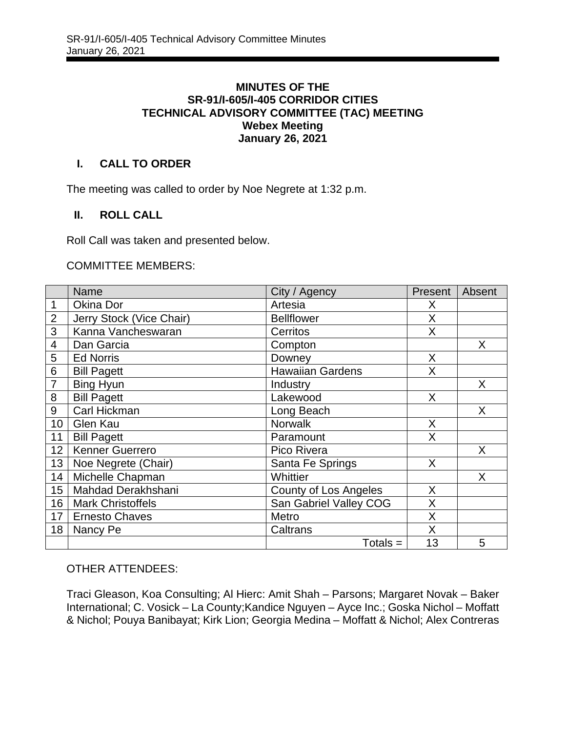# MINUTES OF THE
# SR-91/I-605/I-405 CORRIDOR CITIES
# TECHNICAL ADVISORY COMMITTEE (TAC) MEETING
# Webex Meeting
# January 26, 2021

## I. CALL TO ORDER

The meeting was called to order by Noe Negrete at 1:32 p.m.

## II. ROLL CALL

Roll Call was taken and presented below.

COMMITTEE MEMBERS:

| | Name | City / Agency | Present | Absent |
|---|---|---|---|---|
| 1 | Okina Dor | Artesia | X | |
| 2 | Jerry Stock (Vice Chair) | Bellflower | X | |
| 3 | Kanna Vancheswaran | Cerritos | X | |
| 4 | Dan Garcia | Compton | | X |
| 5 | Ed Norris | Downey | X | |
| 6 | Bill Pagett | Hawaiian Gardens | X | |
| 7 | Bing Hyun | Industry | | X |
| 8 | Bill Pagett | Lakewood | X | |
| 9 | Carl Hickman | Long Beach | | X |
| 10 | Glen Kau | Norwalk | X | |
| 11 | Bill Pagett | Paramount | X | |
| 12 | Kenner Guerrero | Pico Rivera | | X |
| 13 | Noe Negrete (Chair) | Santa Fe Springs | X | |
| 14 | Michelle Chapman | Whittier | | X |
| 15 | Mahdad Derakhshani | County of Los Angeles | X | |
| 16 | Mark Christoffels | San Gabriel Valley COG | X | |
| 17 | Ernesto Chaves | Metro | X | |
| 18 | Nancy Pe | Caltrans | X | |
| | | Totals = | 13 | 5 |

OTHER ATTENDEES:

Traci Gleason, Koa Consulting; Al Hierc: Amit Shah – Parsons; Margaret Novak – Baker International; C. Vosick – La County;Kandice Nguyen – Ayce Inc.; Goska Nichol – Moffatt & Nichol; Pouya Banibayat; Kirk Lion; Georgia Medina – Moffatt & Nichol; Alex Contreras